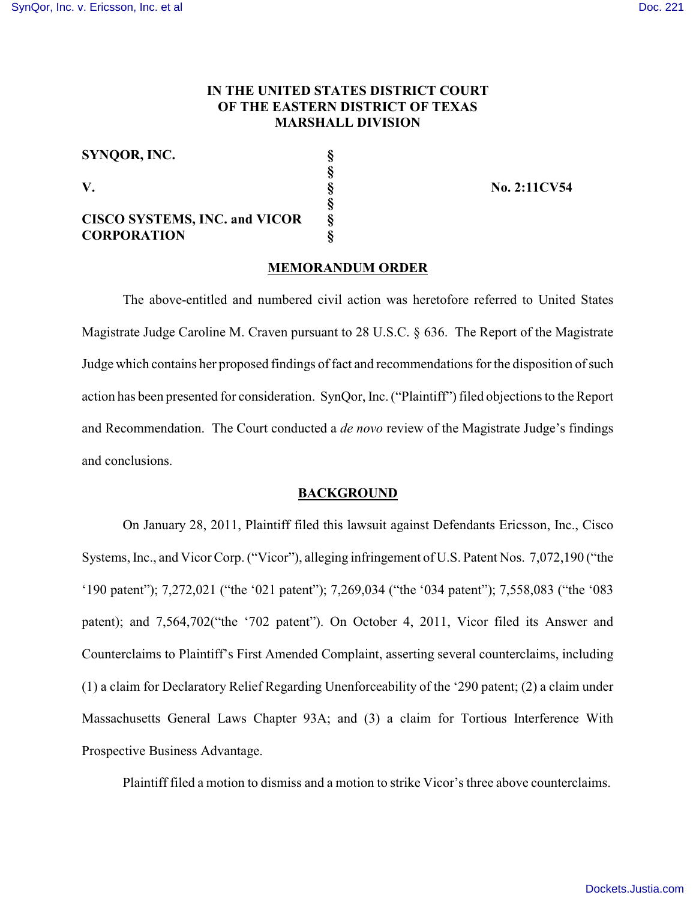**IN THE UNITED STATES DISTRICT COURT**
**OF THE EASTERN DISTRICT OF TEXAS**
**MARSHALL DIVISION**

| | | |
|---|---|---|
| **SYNQOR, INC.** | § | |
| | § | |
| **V.** | § | **No. 2:11CV54** |
| | § | |
| **CISCO SYSTEMS, INC. and VICOR CORPORATION** | § | |
| | § | |

## MEMORANDUM ORDER

The above-entitled and numbered civil action was heretofore referred to United States Magistrate Judge Caroline M. Craven pursuant to 28 U.S.C. § 636. The Report of the Magistrate Judge which contains her proposed findings of fact and recommendations for the disposition of such action has been presented for consideration. SynQor, Inc. ("Plaintiff") filed objections to the Report and Recommendation. The Court conducted a *de novo* review of the Magistrate Judge's findings and conclusions.

## BACKGROUND

On January 28, 2011, Plaintiff filed this lawsuit against Defendants Ericsson, Inc., Cisco Systems, Inc., and Vicor Corp. ("Vicor"), alleging infringement of U.S. Patent Nos. 7,072,190 ("the '190 patent"); 7,272,021 ("the '021 patent"); 7,269,034 ("the '034 patent"); 7,558,083 ("the '083 patent); and 7,564,702("the '702 patent"). On October 4, 2011, Vicor filed its Answer and Counterclaims to Plaintiff's First Amended Complaint, asserting several counterclaims, including (1) a claim for Declaratory Relief Regarding Unenforceability of the '290 patent; (2) a claim under Massachusetts General Laws Chapter 93A; and (3) a claim for Tortious Interference With Prospective Business Advantage.

Plaintiff filed a motion to dismiss and a motion to strike Vicor's three above counterclaims.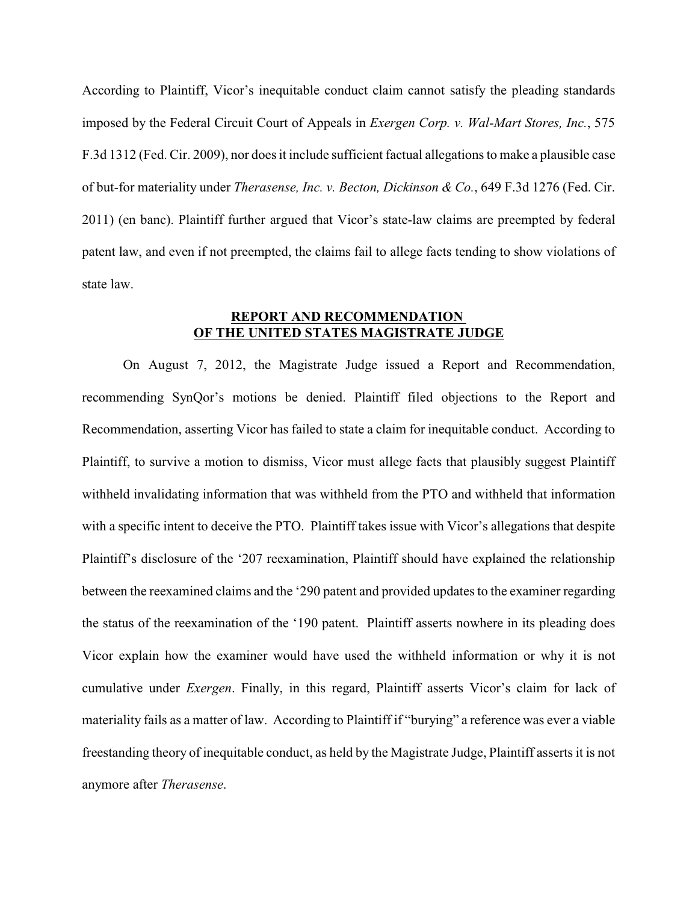According to Plaintiff, Vicor's inequitable conduct claim cannot satisfy the pleading standards imposed by the Federal Circuit Court of Appeals in *Exergen Corp. v. Wal-Mart Stores, Inc.*, 575 F.3d 1312 (Fed. Cir. 2009), nor does it include sufficient factual allegations to make a plausible case of but-for materiality under *Therasense, Inc. v. Becton, Dickinson & Co.*, 649 F.3d 1276 (Fed. Cir. 2011) (en banc). Plaintiff further argued that Vicor's state-law claims are preempted by federal patent law, and even if not preempted, the claims fail to allege facts tending to show violations of state law.

## REPORT AND RECOMMENDATION OF THE UNITED STATES MAGISTRATE JUDGE

On August 7, 2012, the Magistrate Judge issued a Report and Recommendation, recommending SynQor's motions be denied. Plaintiff filed objections to the Report and Recommendation, asserting Vicor has failed to state a claim for inequitable conduct. According to Plaintiff, to survive a motion to dismiss, Vicor must allege facts that plausibly suggest Plaintiff withheld invalidating information that was withheld from the PTO and withheld that information with a specific intent to deceive the PTO. Plaintiff takes issue with Vicor's allegations that despite Plaintiff's disclosure of the '207 reexamination, Plaintiff should have explained the relationship between the reexamined claims and the '290 patent and provided updates to the examiner regarding the status of the reexamination of the '190 patent. Plaintiff asserts nowhere in its pleading does Vicor explain how the examiner would have used the withheld information or why it is not cumulative under *Exergen*. Finally, in this regard, Plaintiff asserts Vicor's claim for lack of materiality fails as a matter of law. According to Plaintiff if "burying" a reference was ever a viable freestanding theory of inequitable conduct, as held by the Magistrate Judge, Plaintiff asserts it is not anymore after *Therasense*.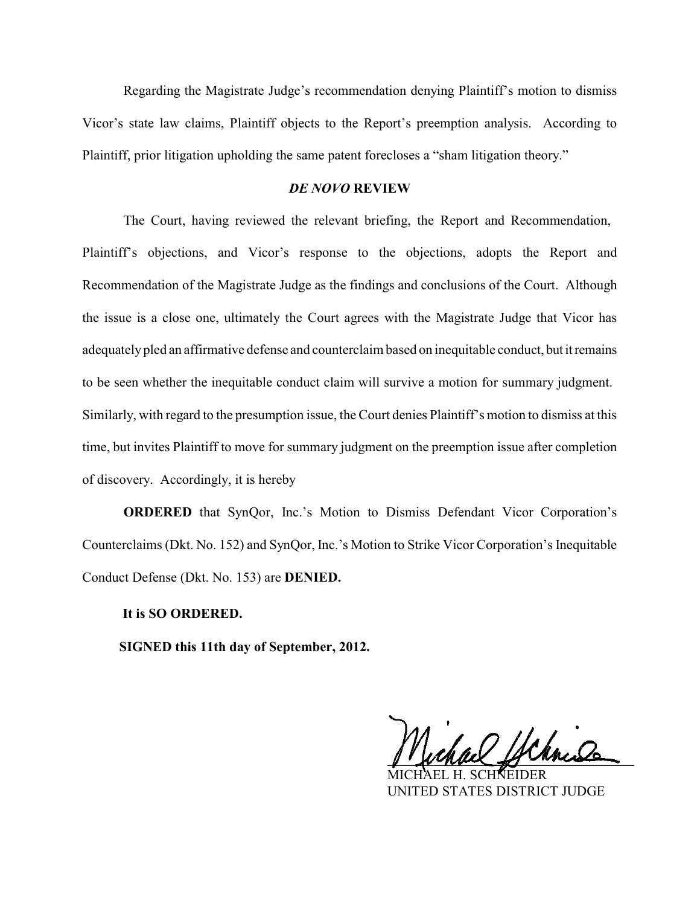Regarding the Magistrate Judge's recommendation denying Plaintiff's motion to dismiss Vicor's state law claims, Plaintiff objects to the Report's preemption analysis. According to Plaintiff, prior litigation upholding the same patent forecloses a "sham litigation theory."

## *DE NOVO* REVIEW

The Court, having reviewed the relevant briefing, the Report and Recommendation, Plaintiff's objections, and Vicor's response to the objections, adopts the Report and Recommendation of the Magistrate Judge as the findings and conclusions of the Court. Although the issue is a close one, ultimately the Court agrees with the Magistrate Judge that Vicor has adequately pled an affirmative defense and counterclaim based on inequitable conduct, but it remains to be seen whether the inequitable conduct claim will survive a motion for summary judgment. Similarly, with regard to the presumption issue, the Court denies Plaintiff's motion to dismiss at this time, but invites Plaintiff to move for summary judgment on the preemption issue after completion of discovery. Accordingly, it is hereby

**ORDERED** that SynQor, Inc.'s Motion to Dismiss Defendant Vicor Corporation's Counterclaims (Dkt. No. 152) and SynQor, Inc.'s Motion to Strike Vicor Corporation's Inequitable Conduct Defense (Dkt. No. 153) are **DENIED.**

**It is SO ORDERED.**

**SIGNED this 11th day of September, 2012.**

MICHAEL H. SCHNEIDER
UNITED STATES DISTRICT JUDGE